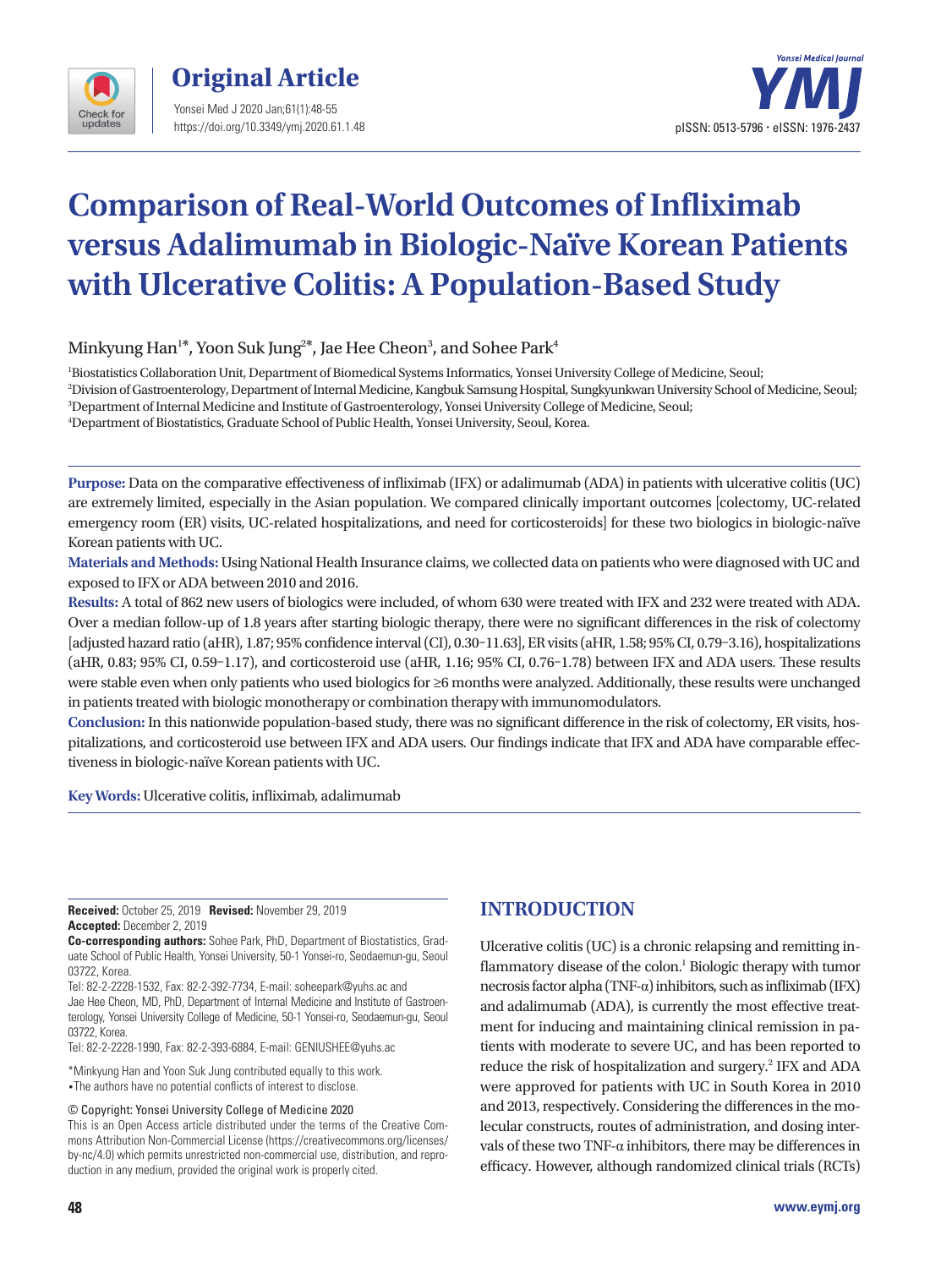**Original Article**

# Comparison of Real-World Outcomes of Infliximab versus Adalimumab in Biologic-Naïve Korean Patients with Ulcerative Colitis: A Population-Based Study

Minkyung Han[1*], Yoon Suk Jung[2*], Jae Hee Cheon[3], and Sohee Park[4]

[1]Biostatistics Collaboration Unit, Department of Biomedical Systems Informatics, Yonsei University College of Medicine, Seoul;
[2]Division of Gastroenterology, Department of Internal Medicine, Kangbuk Samsung Hospital, Sungkyunkwan University School of Medicine, Seoul;
[3]Department of Internal Medicine and Institute of Gastroenterology, Yonsei University College of Medicine, Seoul;
[4]Department of Biostatistics, Graduate School of Public Health, Yonsei University, Seoul, Korea.

**Purpose:** Data on the comparative effectiveness of infliximab (IFX) or adalimumab (ADA) in patients with ulcerative colitis (UC) are extremely limited, especially in the Asian population. We compared clinically important outcomes [colectomy, UC-related emergency room (ER) visits, UC-related hospitalizations, and need for corticosteroids] for these two biologics in biologic-naïve Korean patients with UC.

**Materials and Methods:** Using National Health Insurance claims, we collected data on patients who were diagnosed with UC and exposed to IFX or ADA between 2010 and 2016.

**Results:** A total of 862 new users of biologics were included, of whom 630 were treated with IFX and 232 were treated with ADA. Over a median follow-up of 1.8 years after starting biologic therapy, there were no significant differences in the risk of colectomy [adjusted hazard ratio (aHR), 1.87; 95% confidence interval (CI), 0.30–11.63], ER visits (aHR, 1.58; 95% CI, 0.79–3.16), hospitalizations (aHR, 0.83; 95% CI, 0.59–1.17), and corticosteroid use (aHR, 1.16; 95% CI, 0.76–1.78) between IFX and ADA users. These results were stable even when only patients who used biologics for ≥6 months were analyzed. Additionally, these results were unchanged in patients treated with biologic monotherapy or combination therapy with immunomodulators.

**Conclusion:** In this nationwide population-based study, there was no significant difference in the risk of colectomy, ER visits, hospitalizations, and corticosteroid use between IFX and ADA users. Our findings indicate that IFX and ADA have comparable effectiveness in biologic-naïve Korean patients with UC.

**Key Words:** Ulcerative colitis, infliximab, adalimumab

**Received:** October 25, 2019 **Revised:** November 29, 2019
**Accepted:** December 2, 2019

**Co-corresponding authors:** Sohee Park, PhD, Department of Biostatistics, Graduate School of Public Health, Yonsei University, 50-1 Yonsei-ro, Seodaemun-gu, Seoul 03722, Korea.
Tel: 82-2-2228-1532, Fax: 82-2-392-7734, E-mail: soheepark@yuhs.ac and
Jae Hee Cheon, MD, PhD, Department of Internal Medicine and Institute of Gastroenterology, Yonsei University College of Medicine, 50-1 Yonsei-ro, Seodaemun-gu, Seoul 03722, Korea.
Tel: 82-2-2228-1990, Fax: 82-2-393-6884, E-mail: GENIUSHEE@yuhs.ac

*Minkyung Han and Yoon Suk Jung contributed equally to this work.
•The authors have no potential conflicts of interest to disclose.

© Copyright: Yonsei University College of Medicine 2020
This is an Open Access article distributed under the terms of the Creative Commons Attribution Non-Commercial License (https://creativecommons.org/licenses/by-nc/4.0) which permits unrestricted non-commercial use, distribution, and reproduction in any medium, provided the original work is properly cited.

## INTRODUCTION

Ulcerative colitis (UC) is a chronic relapsing and remitting inflammatory disease of the colon.[1] Biologic therapy with tumor necrosis factor alpha (TNF-α) inhibitors, such as infliximab (IFX) and adalimumab (ADA), is currently the most effective treatment for inducing and maintaining clinical remission in patients with moderate to severe UC, and has been reported to reduce the risk of hospitalization and surgery.[2] IFX and ADA were approved for patients with UC in South Korea in 2010 and 2013, respectively. Considering the differences in the molecular constructs, routes of administration, and dosing intervals of these two TNF-α inhibitors, there may be differences in efficacy. However, although randomized clinical trials (RCTs)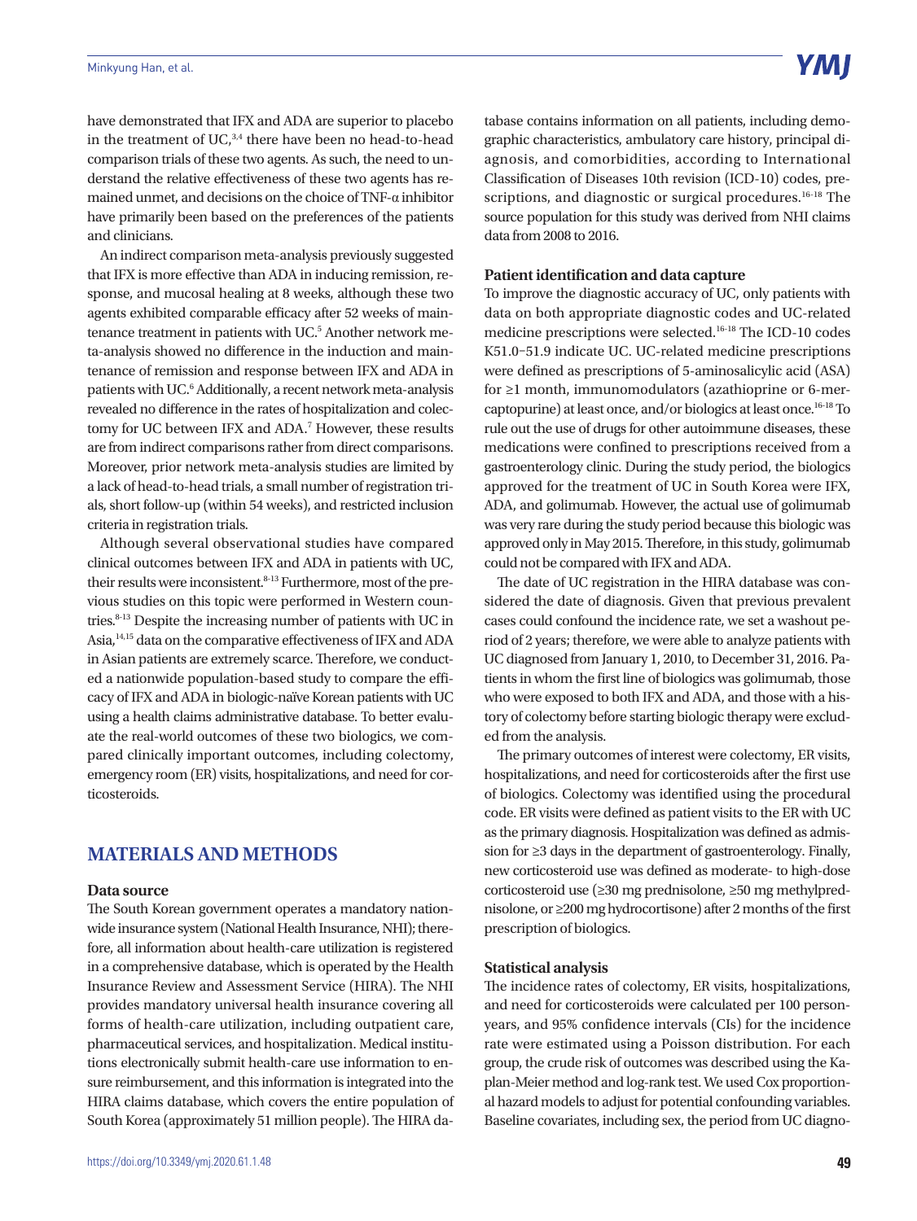have demonstrated that IFX and ADA are superior to placebo in the treatment of UC,[3,4] there have been no head-to-head comparison trials of these two agents. As such, the need to understand the relative effectiveness of these two agents has remained unmet, and decisions on the choice of TNF-α inhibitor have primarily been based on the preferences of the patients and clinicians.

An indirect comparison meta-analysis previously suggested that IFX is more effective than ADA in inducing remission, response, and mucosal healing at 8 weeks, although these two agents exhibited comparable efficacy after 52 weeks of maintenance treatment in patients with UC.[5] Another network meta-analysis showed no difference in the induction and maintenance of remission and response between IFX and ADA in patients with UC.[6] Additionally, a recent network meta-analysis revealed no difference in the rates of hospitalization and colectomy for UC between IFX and ADA.[7] However, these results are from indirect comparisons rather from direct comparisons. Moreover, prior network meta-analysis studies are limited by a lack of head-to-head trials, a small number of registration trials, short follow-up (within 54 weeks), and restricted inclusion criteria in registration trials.

Although several observational studies have compared clinical outcomes between IFX and ADA in patients with UC, their results were inconsistent.[8-13] Furthermore, most of the previous studies on this topic were performed in Western countries.[8-13] Despite the increasing number of patients with UC in Asia,[14,15] data on the comparative effectiveness of IFX and ADA in Asian patients are extremely scarce. Therefore, we conducted a nationwide population-based study to compare the efficacy of IFX and ADA in biologic-naïve Korean patients with UC using a health claims administrative database. To better evaluate the real-world outcomes of these two biologics, we compared clinically important outcomes, including colectomy, emergency room (ER) visits, hospitalizations, and need for corticosteroids.

## MATERIALS AND METHODS

### Data source

The South Korean government operates a mandatory nationwide insurance system (National Health Insurance, NHI); therefore, all information about health-care utilization is registered in a comprehensive database, which is operated by the Health Insurance Review and Assessment Service (HIRA). The NHI provides mandatory universal health insurance covering all forms of health-care utilization, including outpatient care, pharmaceutical services, and hospitalization. Medical institutions electronically submit health-care use information to ensure reimbursement, and this information is integrated into the HIRA claims database, which covers the entire population of South Korea (approximately 51 million people). The HIRA database contains information on all patients, including demographic characteristics, ambulatory care history, principal diagnosis, and comorbidities, according to International Classification of Diseases 10th revision (ICD-10) codes, prescriptions, and diagnostic or surgical procedures.[16-18] The source population for this study was derived from NHI claims data from 2008 to 2016.

### Patient identification and data capture

To improve the diagnostic accuracy of UC, only patients with data on both appropriate diagnostic codes and UC-related medicine prescriptions were selected.[16-18] The ICD-10 codes K51.0–51.9 indicate UC. UC-related medicine prescriptions were defined as prescriptions of 5-aminosalicylic acid (ASA) for ≥1 month, immunomodulators (azathioprine or 6-mercaptopurine) at least once, and/or biologics at least once.[16-18] To rule out the use of drugs for other autoimmune diseases, these medications were confined to prescriptions received from a gastroenterology clinic. During the study period, the biologics approved for the treatment of UC in South Korea were IFX, ADA, and golimumab. However, the actual use of golimumab was very rare during the study period because this biologic was approved only in May 2015. Therefore, in this study, golimumab could not be compared with IFX and ADA.

The date of UC registration in the HIRA database was considered the date of diagnosis. Given that previous prevalent cases could confound the incidence rate, we set a washout period of 2 years; therefore, we were able to analyze patients with UC diagnosed from January 1, 2010, to December 31, 2016. Patients in whom the first line of biologics was golimumab, those who were exposed to both IFX and ADA, and those with a history of colectomy before starting biologic therapy were excluded from the analysis.

The primary outcomes of interest were colectomy, ER visits, hospitalizations, and need for corticosteroids after the first use of biologics. Colectomy was identified using the procedural code. ER visits were defined as patient visits to the ER with UC as the primary diagnosis. Hospitalization was defined as admission for ≥3 days in the department of gastroenterology. Finally, new corticosteroid use was defined as moderate- to high-dose corticosteroid use (≥30 mg prednisolone, ≥50 mg methylprednisolone, or ≥200 mg hydrocortisone) after 2 months of the first prescription of biologics.

### Statistical analysis

The incidence rates of colectomy, ER visits, hospitalizations, and need for corticosteroids were calculated per 100 person-years, and 95% confidence intervals (CIs) for the incidence rate were estimated using a Poisson distribution. For each group, the crude risk of outcomes was described using the Kaplan-Meier method and log-rank test. We used Cox proportional hazard models to adjust for potential confounding variables. Baseline covariates, including sex, the period from UC diagno-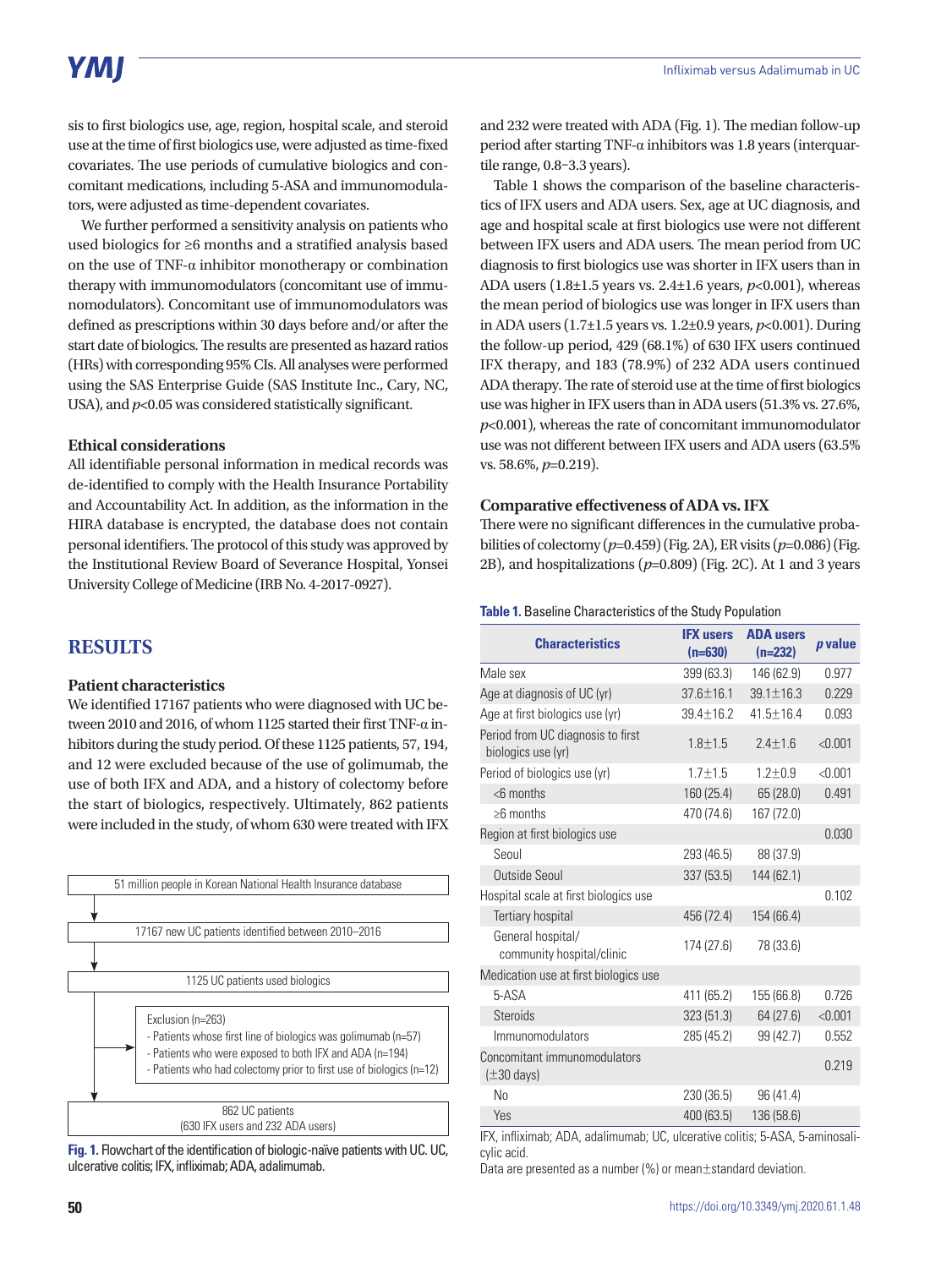sis to first biologics use, age, region, hospital scale, and steroid use at the time of first biologics use, were adjusted as time-fixed covariates. The use periods of cumulative biologics and concomitant medications, including 5-ASA and immunomodulators, were adjusted as time-dependent covariates.

We further performed a sensitivity analysis on patients who used biologics for ≥6 months and a stratified analysis based on the use of TNF-α inhibitor monotherapy or combination therapy with immunomodulators (concomitant use of immunomodulators). Concomitant use of immunomodulators was defined as prescriptions within 30 days before and/or after the start date of biologics. The results are presented as hazard ratios (HRs) with corresponding 95% CIs. All analyses were performed using the SAS Enterprise Guide (SAS Institute Inc., Cary, NC, USA), and $p<0.05$ was considered statistically significant.

### Ethical considerations

All identifiable personal information in medical records was de-identified to comply with the Health Insurance Portability and Accountability Act. In addition, as the information in the HIRA database is encrypted, the database does not contain personal identifiers. The protocol of this study was approved by the Institutional Review Board of Severance Hospital, Yonsei University College of Medicine (IRB No. 4-2017-0927).

## RESULTS

### Patient characteristics

We identified 17167 patients who were diagnosed with UC between 2010 and 2016, of whom 1125 started their first TNF-α inhibitors during the study period. Of these 1125 patients, 57, 194, and 12 were excluded because of the use of golimumab, the use of both IFX and ADA, and a history of colectomy before the start of biologics, respectively. Ultimately, 862 patients were included in the study, of whom 630 were treated with IFX and 232 were treated with ADA (Fig. 1). The median follow-up period after starting TNF-α inhibitors was 1.8 years (interquartile range, 0.8–3.3 years).

51 million people in Korean National Health Insurance database
→ 17167 new UC patients identified between 2010–2016
→ 1125 UC patients used biologics
→ Exclusion (n=263)
- Patients whose first line of biologics was golimumab (n=57)
- Patients who were exposed to both IFX and ADA (n=194)
- Patients who had colectomy prior to first use of biologics (n=12)

→ 862 UC patients (630 IFX users and 232 ADA users)

**Fig. 1.** Flowchart of the identification of biologic-naïve patients with UC. UC, ulcerative colitis; IFX, infliximab; ADA, adalimumab.

Table 1 shows the comparison of the baseline characteristics of IFX users and ADA users. Sex, age at UC diagnosis, and age and hospital scale at first biologics use were not different between IFX users and ADA users. The mean period from UC diagnosis to first biologics use was shorter in IFX users than in ADA users (1.8±1.5 years vs. 2.4±1.6 years, $p<0.001$), whereas the mean period of biologics use was longer in IFX users than in ADA users (1.7±1.5 years vs. 1.2±0.9 years, $p<0.001$). During the follow-up period, 429 (68.1%) of 630 IFX users continued IFX therapy, and 183 (78.9%) of 232 ADA users continued ADA therapy. The rate of steroid use at the time of first biologics use was higher in IFX users than in ADA users (51.3% vs. 27.6%, $p<0.001$), whereas the rate of concomitant immunomodulator use was not different between IFX users and ADA users (63.5% vs. 58.6%, $p=0.219$).

### Comparative effectiveness of ADA vs. IFX

There were no significant differences in the cumulative probabilities of colectomy ($p=0.459$) (Fig. 2A), ER visits ($p=0.086$) (Fig. 2B), and hospitalizations ($p=0.809$) (Fig. 2C). At 1 and 3 years

**Table 1.** Baseline Characteristics of the Study Population

| Characteristics | IFX users (n=630) | ADA users (n=232) | *p* value |
|---|---|---|---|
| Male sex | 399 (63.3) | 146 (62.9) | 0.977 |
| Age at diagnosis of UC (yr) | 37.6±16.1 | 39.1±16.3 | 0.229 |
| Age at first biologics use (yr) | 39.4±16.2 | 41.5±16.4 | 0.093 |
| Period from UC diagnosis to first biologics use (yr) | 1.8±1.5 | 2.4±1.6 | <0.001 |
| Period of biologics use (yr) | 1.7±1.5 | 1.2±0.9 | <0.001 |
| <6 months | 160 (25.4) | 65 (28.0) | 0.491 |
| ≥6 months | 470 (74.6) | 167 (72.0) | |
| Region at first biologics use | | | 0.030 |
| Seoul | 293 (46.5) | 88 (37.9) | |
| Outside Seoul | 337 (53.5) | 144 (62.1) | |
| Hospital scale at first biologics use | | | 0.102 |
| Tertiary hospital | 456 (72.4) | 154 (66.4) | |
| General hospital/ community hospital/clinic | 174 (27.6) | 78 (33.6) | |
| Medication use at first biologics use | | | |
| 5-ASA | 411 (65.2) | 155 (66.8) | 0.726 |
| Steroids | 323 (51.3) | 64 (27.6) | <0.001 |
| Immunomodulators | 285 (45.2) | 99 (42.7) | 0.552 |
| Concomitant immunomodulators (±30 days) | | | 0.219 |
| No | 230 (36.5) | 96 (41.4) | |
| Yes | 400 (63.5) | 136 (58.6) | |

IFX, infliximab; ADA, adalimumab; UC, ulcerative colitis; 5-ASA, 5-aminosalicylic acid.
Data are presented as a number (%) or mean±standard deviation.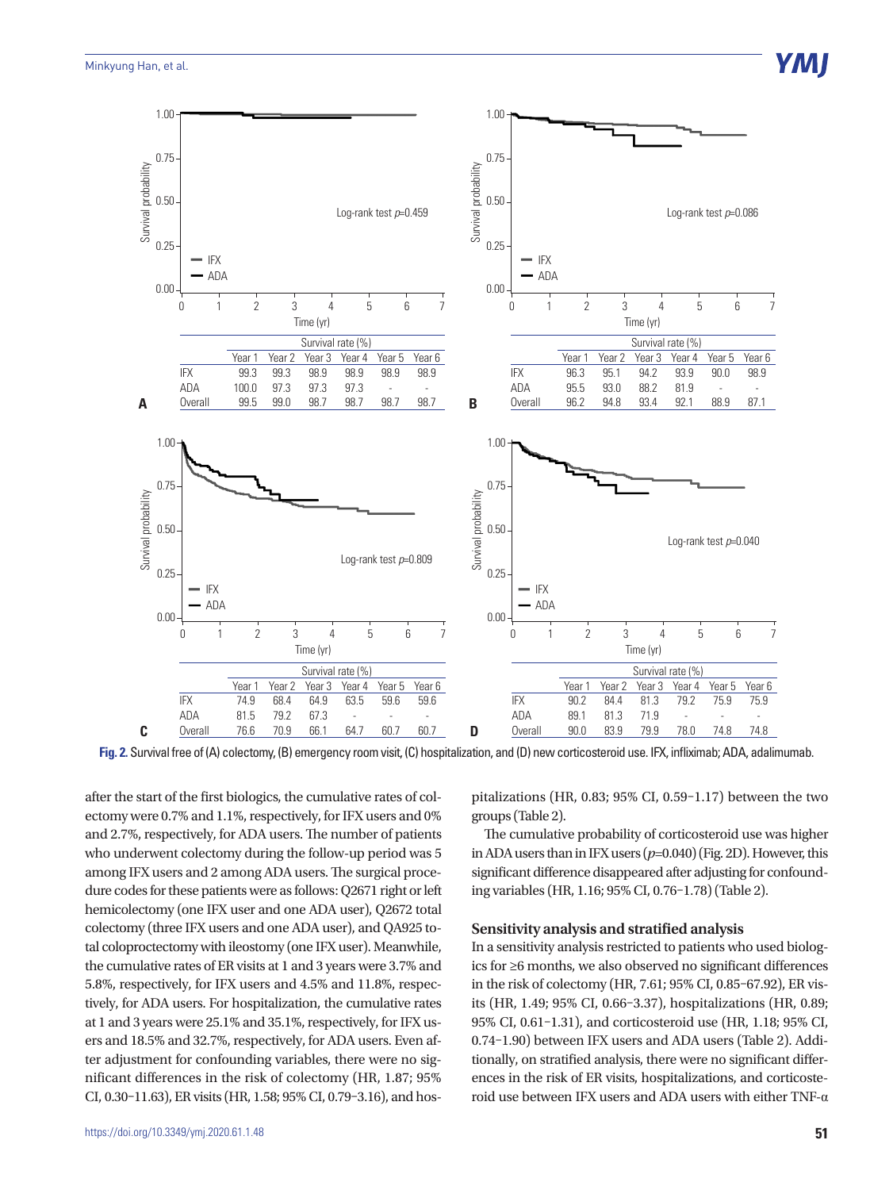| | Survival rate (%) | | | | | |
|---|---|---|---|---|---|---|
| | Year 1 | Year 2 | Year 3 | Year 4 | Year 5 | Year 6 |
| IFX | 99.3 | 99.3 | 98.9 | 98.9 | 98.9 | 98.9 |
| ADA | 100.0 | 97.3 | 97.3 | 97.3 | - | - |
| Overall | 99.5 | 99.0 | 98.7 | 98.7 | 98.7 | 98.7 |

**A**

| | Survival rate (%) | | | | | |
|---|---|---|---|---|---|---|
| | Year 1 | Year 2 | Year 3 | Year 4 | Year 5 | Year 6 |
| IFX | 96.3 | 95.1 | 94.2 | 93.9 | 90.0 | 98.9 |
| ADA | 95.5 | 93.0 | 88.2 | 81.9 | - | - |
| Overall | 96.2 | 94.8 | 93.4 | 92.1 | 88.9 | 87.1 |

**B**

| | Survival rate (%) | | | | | |
|---|---|---|---|---|---|---|
| | Year 1 | Year 2 | Year 3 | Year 4 | Year 5 | Year 6 |
| IFX | 74.9 | 68.4 | 64.9 | 63.5 | 59.6 | 59.6 |
| ADA | 81.5 | 79.2 | 67.3 | - | - | - |
| Overall | 76.6 | 70.9 | 66.1 | 64.7 | 60.7 | 60.7 |

**C**

| | Survival rate (%) | | | | | |
|---|---|---|---|---|---|---|
| | Year 1 | Year 2 | Year 3 | Year 4 | Year 5 | Year 6 |
| IFX | 90.2 | 84.4 | 81.3 | 79.2 | 75.9 | 75.9 |
| ADA | 89.1 | 81.3 | 71.9 | - | - | - |
| Overall | 90.0 | 83.9 | 79.9 | 78.0 | 74.8 | 74.8 |

**D**

**Fig. 2.** Survival free of (A) colectomy, (B) emergency room visit, (C) hospitalization, and (D) new corticosteroid use. IFX, infliximab; ADA, adalimumab.

after the start of the first biologics, the cumulative rates of colectomy were 0.7% and 1.1%, respectively, for IFX users and 0% and 2.7%, respectively, for ADA users. The number of patients who underwent colectomy during the follow-up period was 5 among IFX users and 2 among ADA users. The surgical procedure codes for these patients were as follows: Q2671 right or left hemicolectomy (one IFX user and one ADA user), Q2672 total colectomy (three IFX users and one ADA user), and QA925 total coloproctectomy with ileostomy (one IFX user). Meanwhile, the cumulative rates of ER visits at 1 and 3 years were 3.7% and 5.8%, respectively, for IFX users and 4.5% and 11.8%, respectively, for ADA users. For hospitalization, the cumulative rates at 1 and 3 years were 25.1% and 35.1%, respectively, for IFX users and 18.5% and 32.7%, respectively, for ADA users. Even after adjustment for confounding variables, there were no significant differences in the risk of colectomy (HR, 1.87; 95% CI, 0.30–11.63), ER visits (HR, 1.58; 95% CI, 0.79–3.16), and hospitalizations (HR, 0.83; 95% CI, 0.59–1.17) between the two groups (Table 2).

The cumulative probability of corticosteroid use was higher in ADA users than in IFX users ($p$=0.040) (Fig. 2D). However, this significant difference disappeared after adjusting for confounding variables (HR, 1.16; 95% CI, 0.76–1.78) (Table 2).

### Sensitivity analysis and stratified analysis

In a sensitivity analysis restricted to patients who used biologics for ≥6 months, we also observed no significant differences in the risk of colectomy (HR, 7.61; 95% CI, 0.85–67.92), ER visits (HR, 1.49; 95% CI, 0.66–3.37), hospitalizations (HR, 0.89; 95% CI, 0.61–1.31), and corticosteroid use (HR, 1.18; 95% CI, 0.74–1.90) between IFX users and ADA users (Table 2). Additionally, on stratified analysis, there were no significant differences in the risk of ER visits, hospitalizations, and corticosteroid use between IFX users and ADA users with either TNF-α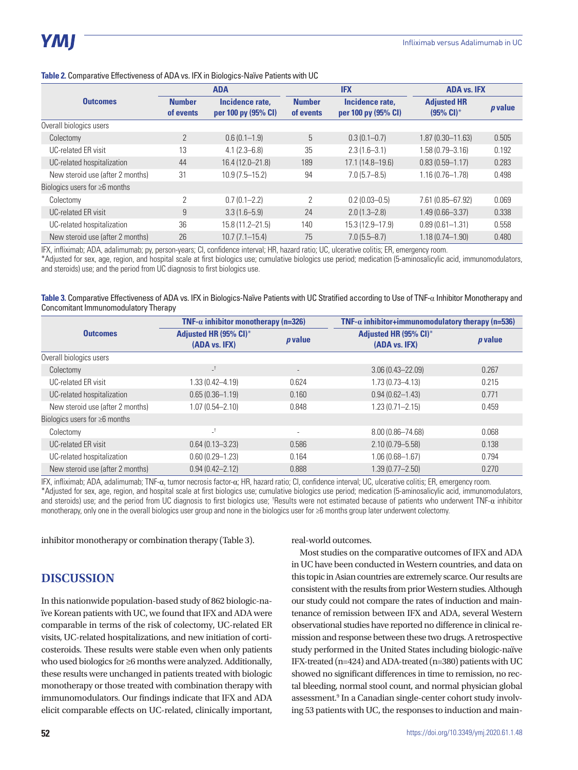**Table 2.** Comparative Effectiveness of ADA vs. IFX in Biologics-Naïve Patients with UC

| Outcomes | ADA | | IFX | | ADA vs. IFX | |
|---|---|---|---|---|---|---|
| | Number of events | Incidence rate, per 100 py (95% CI) | Number of events | Incidence rate, per 100 py (95% CI) | Adjusted HR (95% CI)* | *p* value |
| Overall biologics users | | | | | | |
| Colectomy | 2 | 0.6 (0.1–1.9) | 5 | 0.3 (0.1–0.7) | 1.87 (0.30–11.63) | 0.505 |
| UC-related ER visit | 13 | 4.1 (2.3–6.8) | 35 | 2.3 (1.6–3.1) | 1.58 (0.79–3.16) | 0.192 |
| UC-related hospitalization | 44 | 16.4 (12.0–21.8) | 189 | 17.1 (14.8–19.6) | 0.83 (0.59–1.17) | 0.283 |
| New steroid use (after 2 months) | 31 | 10.9 (7.5–15.2) | 94 | 7.0 (5.7–8.5) | 1.16 (0.76–1.78) | 0.498 |
| Biologics users for ≥6 months | | | | | | |
| Colectomy | 2 | 0.7 (0.1–2.2) | 2 | 0.2 (0.03–0.5) | 7.61 (0.85–67.92) | 0.069 |
| UC-related ER visit | 9 | 3.3 (1.6–5.9) | 24 | 2.0 (1.3–2.8) | 1.49 (0.66–3.37) | 0.338 |
| UC-related hospitalization | 36 | 15.8 (11.2–21.5) | 140 | 15.3 (12.9–17.9) | 0.89 (0.61–1.31) | 0.558 |
| New steroid use (after 2 months) | 26 | 10.7 (7.1–15.4) | 75 | 7.0 (5.5–8.7) | 1.18 (0.74–1.90) | 0.480 |

IFX, infliximab; ADA, adalimumab; py, person-years; CI, confidence interval; HR, hazard ratio; UC, ulcerative colitis; ER, emergency room.
*Adjusted for sex, age, region, and hospital scale at first biologics use; cumulative biologics use period; medication (5-aminosalicylic acid, immunomodulators, and steroids) use; and the period from UC diagnosis to first biologics use.

**Table 3.** Comparative Effectiveness of ADA vs. IFX in Biologics-Naïve Patients with UC Stratified according to Use of TNF-α Inhibitor Monotherapy and Concomitant Immunomodulatory Therapy

| Outcomes | TNF-α inhibitor monotherapy (n=326) | | TNF-α inhibitor+immunomodulatory therapy (n=536) | |
|---|---|---|---|---|
| | Adjusted HR (95% CI)* (ADA vs. IFX) | *p* value | Adjusted HR (95% CI)* (ADA vs. IFX) | *p* value |
| Overall biologics users | | | | |
| Colectomy | -[†] | - | 3.06 (0.43–22.09) | 0.267 |
| UC-related ER visit | 1.33 (0.42–4.19) | 0.624 | 1.73 (0.73–4.13) | 0.215 |
| UC-related hospitalization | 0.65 (0.36–1.19) | 0.160 | 0.94 (0.62–1.43) | 0.771 |
| New steroid use (after 2 months) | 1.07 (0.54–2.10) | 0.848 | 1.23 (0.71–2.15) | 0.459 |
| Biologics users for ≥6 months | | | | |
| Colectomy | -[†] | - | 8.00 (0.86–74.68) | 0.068 |
| UC-related ER visit | 0.64 (0.13–3.23) | 0.586 | 2.10 (0.79–5.58) | 0.138 |
| UC-related hospitalization | 0.60 (0.29–1.23) | 0.164 | 1.06 (0.68–1.67) | 0.794 |
| New steroid use (after 2 months) | 0.94 (0.42–2.12) | 0.888 | 1.39 (0.77–2.50) | 0.270 |

IFX, infliximab; ADA, adalimumab; TNF-α, tumor necrosis factor-α; HR, hazard ratio; CI, confidence interval; UC, ulcerative colitis; ER, emergency room.
*Adjusted for sex, age, region, and hospital scale at first biologics use; cumulative biologics use period; medication (5-aminosalicylic acid, immunomodulators, and steroids) use; and the period from UC diagnosis to first biologics use; [†]Results were not estimated because of patients who underwent TNF-α inhibitor monotherapy, only one in the overall biologics user group and none in the biologics user for ≥6 months group later underwent colectomy.

inhibitor monotherapy or combination therapy (Table 3).

## DISCUSSION

In this nationwide population-based study of 862 biologic-naïve Korean patients with UC, we found that IFX and ADA were comparable in terms of the risk of colectomy, UC-related ER visits, UC-related hospitalizations, and new initiation of corticosteroids. These results were stable even when only patients who used biologics for ≥6 months were analyzed. Additionally, these results were unchanged in patients treated with biologic monotherapy or those treated with combination therapy with immunomodulators. Our findings indicate that IFX and ADA elicit comparable effects on UC-related, clinically important, real-world outcomes.

Most studies on the comparative outcomes of IFX and ADA in UC have been conducted in Western countries, and data on this topic in Asian countries are extremely scarce. Our results are consistent with the results from prior Western studies. Although our study could not compare the rates of induction and maintenance of remission between IFX and ADA, several Western observational studies have reported no difference in clinical remission and response between these two drugs. A retrospective study performed in the United States including biologic-naïve IFX-treated (n=424) and ADA-treated (n=380) patients with UC showed no significant differences in time to remission, no rectal bleeding, normal stool count, and normal physician global assessment.[9] In a Canadian single-center cohort study involving 53 patients with UC, the responses to induction and main-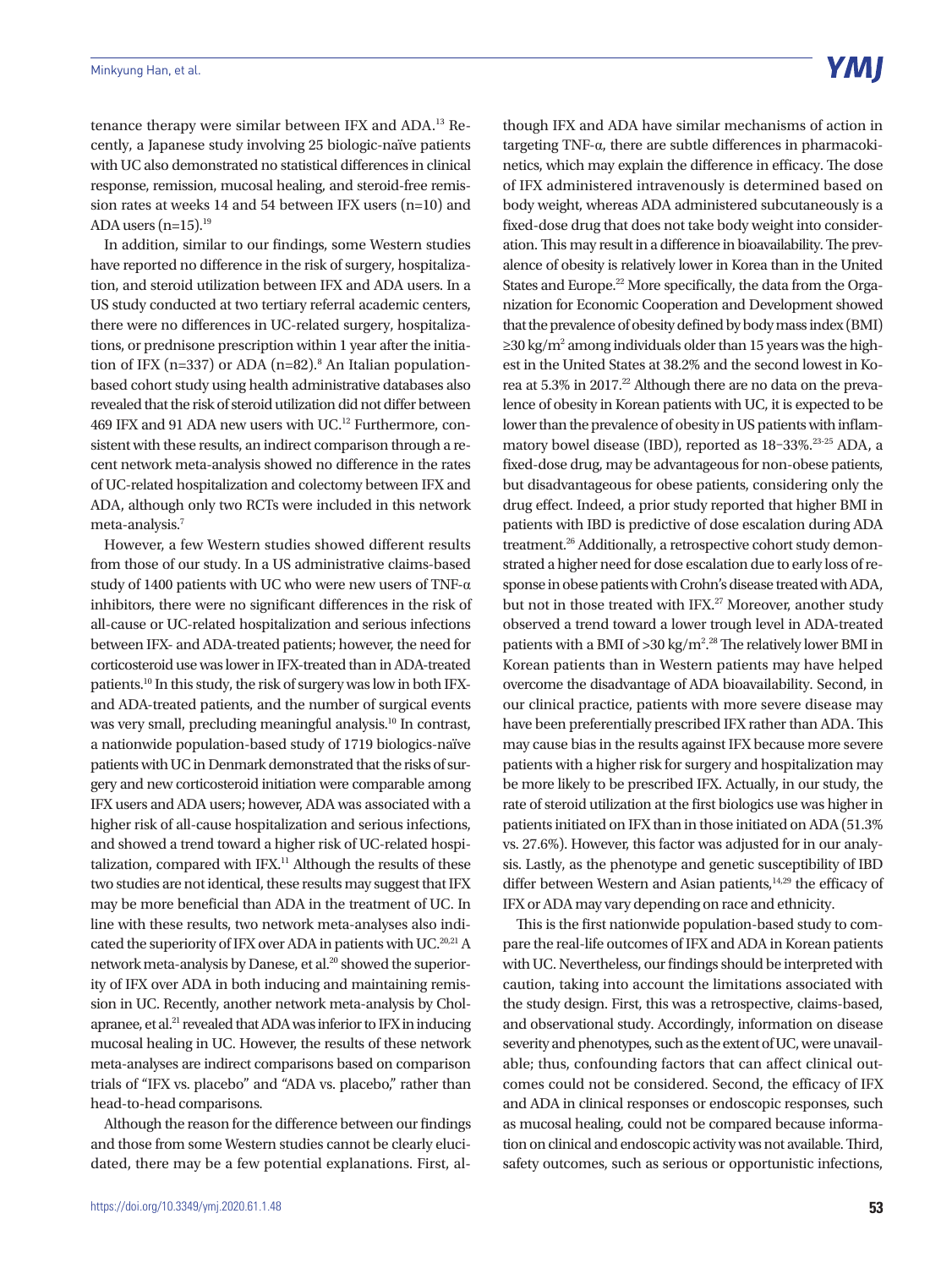tenance therapy were similar between IFX and ADA.[13] Recently, a Japanese study involving 25 biologic-naïve patients with UC also demonstrated no statistical differences in clinical response, remission, mucosal healing, and steroid-free remission rates at weeks 14 and 54 between IFX users (n=10) and ADA users (n=15).[19]

In addition, similar to our findings, some Western studies have reported no difference in the risk of surgery, hospitalization, and steroid utilization between IFX and ADA users. In a US study conducted at two tertiary referral academic centers, there were no differences in UC-related surgery, hospitalizations, or prednisone prescription within 1 year after the initiation of IFX (n=337) or ADA (n=82).[8] An Italian population-based cohort study using health administrative databases also revealed that the risk of steroid utilization did not differ between 469 IFX and 91 ADA new users with UC.[12] Furthermore, consistent with these results, an indirect comparison through a recent network meta-analysis showed no difference in the rates of UC-related hospitalization and colectomy between IFX and ADA, although only two RCTs were included in this network meta-analysis.[7]

However, a few Western studies showed different results from those of our study. In a US administrative claims-based study of 1400 patients with UC who were new users of TNF-α inhibitors, there were no significant differences in the risk of all-cause or UC-related hospitalization and serious infections between IFX- and ADA-treated patients; however, the need for corticosteroid use was lower in IFX-treated than in ADA-treated patients.[10] In this study, the risk of surgery was low in both IFX- and ADA-treated patients, and the number of surgical events was very small, precluding meaningful analysis.[10] In contrast, a nationwide population-based study of 1719 biologics-naïve patients with UC in Denmark demonstrated that the risks of surgery and new corticosteroid initiation were comparable among IFX users and ADA users; however, ADA was associated with a higher risk of all-cause hospitalization and serious infections, and showed a trend toward a higher risk of UC-related hospitalization, compared with IFX.[11] Although the results of these two studies are not identical, these results may suggest that IFX may be more beneficial than ADA in the treatment of UC. In line with these results, two network meta-analyses also indicated the superiority of IFX over ADA in patients with UC.[20,21] A network meta-analysis by Danese, et al.[20] showed the superiority of IFX over ADA in both inducing and maintaining remission in UC. Recently, another network meta-analysis by Cholapranee, et al.[21] revealed that ADA was inferior to IFX in inducing mucosal healing in UC. However, the results of these network meta-analyses are indirect comparisons based on comparison trials of "IFX vs. placebo" and "ADA vs. placebo," rather than head-to-head comparisons.

Although the reason for the difference between our findings and those from some Western studies cannot be clearly elucidated, there may be a few potential explanations. First, although IFX and ADA have similar mechanisms of action in targeting TNF-α, there are subtle differences in pharmacokinetics, which may explain the difference in efficacy. The dose of IFX administered intravenously is determined based on body weight, whereas ADA administered subcutaneously is a fixed-dose drug that does not take body weight into consideration. This may result in a difference in bioavailability. The prevalence of obesity is relatively lower in Korea than in the United States and Europe.[22] More specifically, the data from the Organization for Economic Cooperation and Development showed that the prevalence of obesity defined by body mass index (BMI) $\geq$30 kg/m$^2$ among individuals older than 15 years was the highest in the United States at 38.2% and the second lowest in Korea at 5.3% in 2017.[22] Although there are no data on the prevalence of obesity in Korean patients with UC, it is expected to be lower than the prevalence of obesity in US patients with inflammatory bowel disease (IBD), reported as 18–33%.[23-25] ADA, a fixed-dose drug, may be advantageous for non-obese patients, but disadvantageous for obese patients, considering only the drug effect. Indeed, a prior study reported that higher BMI in patients with IBD is predictive of dose escalation during ADA treatment.[26] Additionally, a retrospective cohort study demonstrated a higher need for dose escalation due to early loss of response in obese patients with Crohn's disease treated with ADA, but not in those treated with IFX.[27] Moreover, another study observed a trend toward a lower trough level in ADA-treated patients with a BMI of >30 kg/m$^2$.[28] The relatively lower BMI in Korean patients than in Western patients may have helped overcome the disadvantage of ADA bioavailability. Second, in our clinical practice, patients with more severe disease may have been preferentially prescribed IFX rather than ADA. This may cause bias in the results against IFX because more severe patients with a higher risk for surgery and hospitalization may be more likely to be prescribed IFX. Actually, in our study, the rate of steroid utilization at the first biologics use was higher in patients initiated on IFX than in those initiated on ADA (51.3% vs. 27.6%). However, this factor was adjusted for in our analysis. Lastly, as the phenotype and genetic susceptibility of IBD differ between Western and Asian patients,[14,29] the efficacy of IFX or ADA may vary depending on race and ethnicity.

This is the first nationwide population-based study to compare the real-life outcomes of IFX and ADA in Korean patients with UC. Nevertheless, our findings should be interpreted with caution, taking into account the limitations associated with the study design. First, this was a retrospective, claims-based, and observational study. Accordingly, information on disease severity and phenotypes, such as the extent of UC, were unavailable; thus, confounding factors that can affect clinical outcomes could not be considered. Second, the efficacy of IFX and ADA in clinical responses or endoscopic responses, such as mucosal healing, could not be compared because information on clinical and endoscopic activity was not available. Third, safety outcomes, such as serious or opportunistic infections,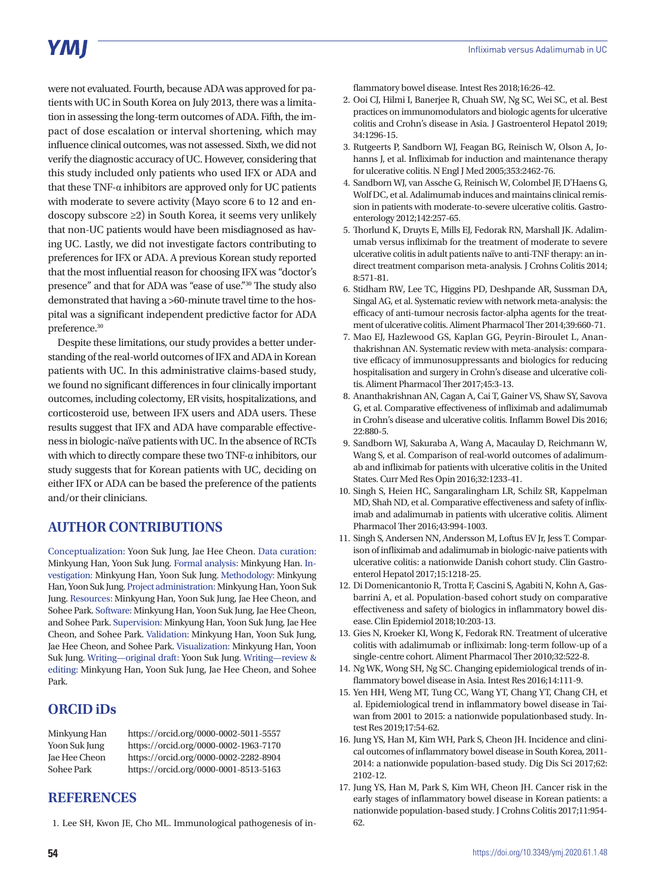were not evaluated. Fourth, because ADA was approved for patients with UC in South Korea on July 2013, there was a limitation in assessing the long-term outcomes of ADA. Fifth, the impact of dose escalation or interval shortening, which may influence clinical outcomes, was not assessed. Sixth, we did not verify the diagnostic accuracy of UC. However, considering that this study included only patients who used IFX or ADA and that these TNF-α inhibitors are approved only for UC patients with moderate to severe activity (Mayo score 6 to 12 and endoscopy subscore ≥2) in South Korea, it seems very unlikely that non-UC patients would have been misdiagnosed as having UC. Lastly, we did not investigate factors contributing to preferences for IFX or ADA. A previous Korean study reported that the most influential reason for choosing IFX was "doctor's presence" and that for ADA was "ease of use."[30] The study also demonstrated that having a >60-minute travel time to the hospital was a significant independent predictive factor for ADA preference.[30]

Despite these limitations, our study provides a better understanding of the real-world outcomes of IFX and ADA in Korean patients with UC. In this administrative claims-based study, we found no significant differences in four clinically important outcomes, including colectomy, ER visits, hospitalizations, and corticosteroid use, between IFX users and ADA users. These results suggest that IFX and ADA have comparable effectiveness in biologic-naïve patients with UC. In the absence of RCTs with which to directly compare these two TNF-α inhibitors, our study suggests that for Korean patients with UC, deciding on either IFX or ADA can be based the preference of the patients and/or their clinicians.

## AUTHOR CONTRIBUTIONS

Conceptualization: Yoon Suk Jung, Jae Hee Cheon. Data curation: Minkyung Han, Yoon Suk Jung. Formal analysis: Minkyung Han. Investigation: Minkyung Han, Yoon Suk Jung. Methodology: Minkyung Han, Yoon Suk Jung. Project administration: Minkyung Han, Yoon Suk Jung. Resources: Minkyung Han, Yoon Suk Jung, Jae Hee Cheon, and Sohee Park. Software: Minkyung Han, Yoon Suk Jung, Jae Hee Cheon, and Sohee Park. Supervision: Minkyung Han, Yoon Suk Jung, Jae Hee Cheon, and Sohee Park. Validation: Minkyung Han, Yoon Suk Jung, Jae Hee Cheon, and Sohee Park. Visualization: Minkyung Han, Yoon Suk Jung. Writing—original draft: Yoon Suk Jung. Writing—review & editing: Minkyung Han, Yoon Suk Jung, Jae Hee Cheon, and Sohee Park.

## ORCID iDs

| | |
|---|---|
| Minkyung Han | https://orcid.org/0000-0002-5011-5557 |
| Yoon Suk Jung | https://orcid.org/0000-0002-1963-7170 |
| Jae Hee Cheon | https://orcid.org/0000-0002-2282-8904 |
| Sohee Park | https://orcid.org/0000-0001-8513-5163 |

## REFERENCES

1. Lee SH, Kwon JE, Cho ML. Immunological pathogenesis of inflammatory bowel disease. Intest Res 2018;16:26-42.
2. Ooi CJ, Hilmi I, Banerjee R, Chuah SW, Ng SC, Wei SC, et al. Best practices on immunomodulators and biologic agents for ulcerative colitis and Crohn's disease in Asia. J Gastroenterol Hepatol 2019; 34:1296-15.
3. Rutgeerts P, Sandborn WJ, Feagan BG, Reinisch W, Olson A, Johanns J, et al. Infliximab for induction and maintenance therapy for ulcerative colitis. N Engl J Med 2005;353:2462-76.
4. Sandborn WJ, van Assche G, Reinisch W, Colombel JF, D'Haens G, Wolf DC, et al. Adalimumab induces and maintains clinical remission in patients with moderate-to-severe ulcerative colitis. Gastroenterology 2012;142:257-65.
5. Thorlund K, Druyts E, Mills EJ, Fedorak RN, Marshall JK. Adalimumab versus infliximab for the treatment of moderate to severe ulcerative colitis in adult patients naïve to anti-TNF therapy: an indirect treatment comparison meta-analysis. J Crohns Colitis 2014; 8:571-81.
6. Stidham RW, Lee TC, Higgins PD, Deshpande AR, Sussman DA, Singal AG, et al. Systematic review with network meta-analysis: the efficacy of anti-tumour necrosis factor-alpha agents for the treatment of ulcerative colitis. Aliment Pharmacol Ther 2014;39:660-71.
7. Mao EJ, Hazlewood GS, Kaplan GG, Peyrin-Biroulet L, Ananthakrishnan AN. Systematic review with meta-analysis: comparative efficacy of immunosuppressants and biologics for reducing hospitalisation and surgery in Crohn's disease and ulcerative colitis. Aliment Pharmacol Ther 2017;45:3-13.
8. Ananthakrishnan AN, Cagan A, Cai T, Gainer VS, Shaw SY, Savova G, et al. Comparative effectiveness of infliximab and adalimumab in Crohn's disease and ulcerative colitis. Inflamm Bowel Dis 2016; 22:880-5.
9. Sandborn WJ, Sakuraba A, Wang A, Macaulay D, Reichmann W, Wang S, et al. Comparison of real-world outcomes of adalimumab and infliximab for patients with ulcerative colitis in the United States. Curr Med Res Opin 2016;32:1233-41.
10. Singh S, Heien HC, Sangaralingham LR, Schilz SR, Kappelman MD, Shah ND, et al. Comparative effectiveness and safety of infliximab and adalimumab in patients with ulcerative colitis. Aliment Pharmacol Ther 2016;43:994-1003.
11. Singh S, Andersen NN, Andersson M, Loftus EV Jr, Jess T. Comparison of infliximab and adalimumab in biologic-naive patients with ulcerative colitis: a nationwide Danish cohort study. Clin Gastroenterol Hepatol 2017;15:1218-25.
12. Di Domenicantonio R, Trotta F, Cascini S, Agabiti N, Kohn A, Gasbarrini A, et al. Population-based cohort study on comparative effectiveness and safety of biologics in inflammatory bowel disease. Clin Epidemiol 2018;10:203-13.
13. Gies N, Kroeker KI, Wong K, Fedorak RN. Treatment of ulcerative colitis with adalimumab or infliximab: long-term follow-up of a single-centre cohort. Aliment Pharmacol Ther 2010;32:522-8.
14. Ng WK, Wong SH, Ng SC. Changing epidemiological trends of inflammatory bowel disease in Asia. Intest Res 2016;14:111-9.
15. Yen HH, Weng MT, Tung CC, Wang YT, Chang YT, Chang CH, et al. Epidemiological trend in inflammatory bowel disease in Taiwan from 2001 to 2015: a nationwide populationbased study. Intest Res 2019;17:54-62.
16. Jung YS, Han M, Kim WH, Park S, Cheon JH. Incidence and clinical outcomes of inflammatory bowel disease in South Korea, 2011-2014: a nationwide population-based study. Dig Dis Sci 2017;62: 2102-12.
17. Jung YS, Han M, Park S, Kim WH, Cheon JH. Cancer risk in the early stages of inflammatory bowel disease in Korean patients: a nationwide population-based study. J Crohns Colitis 2017;11:954-62.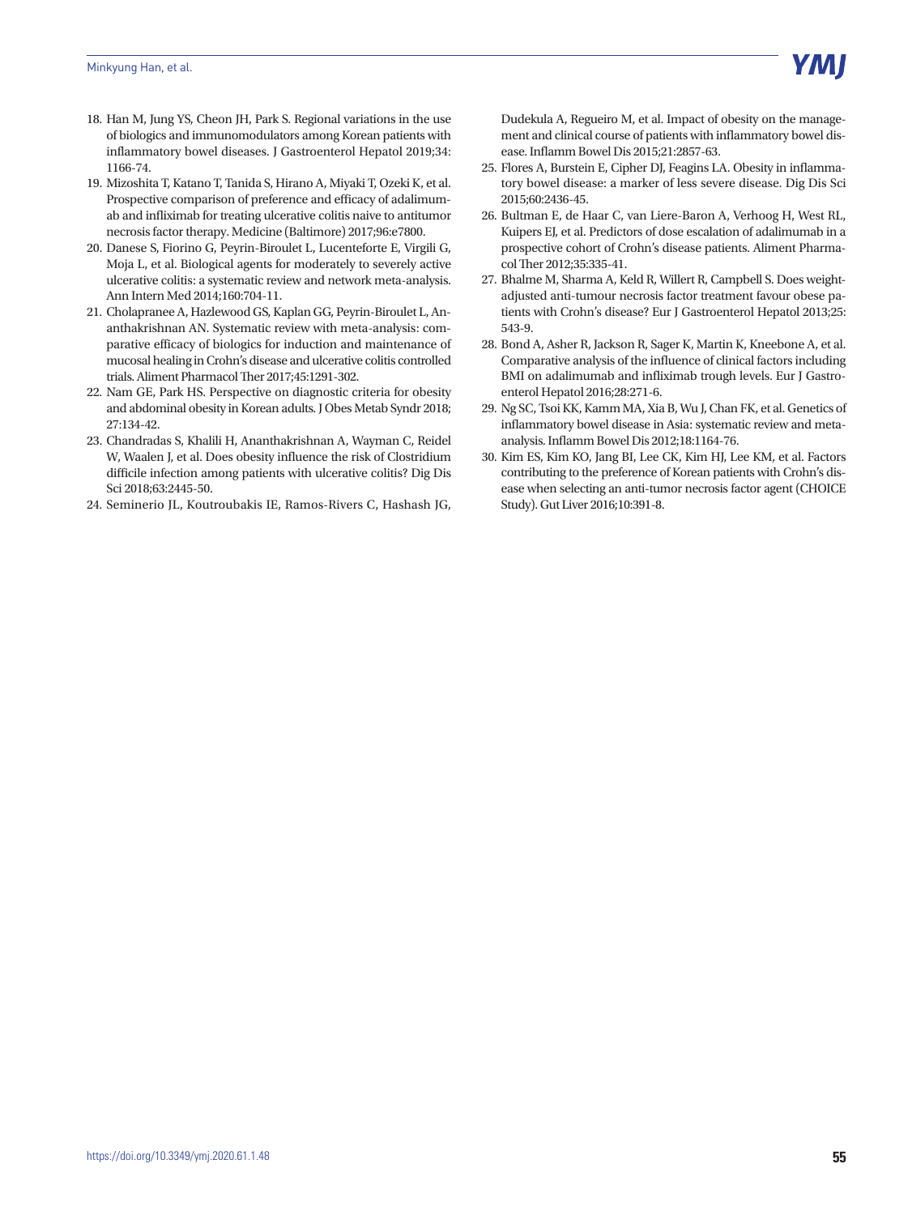18. Han M, Jung YS, Cheon JH, Park S. Regional variations in the use of biologics and immunomodulators among Korean patients with inflammatory bowel diseases. J Gastroenterol Hepatol 2019;34: 1166-74.
19. Mizoshita T, Katano T, Tanida S, Hirano A, Miyaki T, Ozeki K, et al. Prospective comparison of preference and efficacy of adalimumab and infliximab for treating ulcerative colitis naive to antitumor necrosis factor therapy. Medicine (Baltimore) 2017;96:e7800.
20. Danese S, Fiorino G, Peyrin-Biroulet L, Lucenteforte E, Virgili G, Moja L, et al. Biological agents for moderately to severely active ulcerative colitis: a systematic review and network meta-analysis. Ann Intern Med 2014;160:704-11.
21. Cholapranee A, Hazlewood GS, Kaplan GG, Peyrin-Biroulet L, Ananthakrishnan AN. Systematic review with meta-analysis: comparative efficacy of biologics for induction and maintenance of mucosal healing in Crohn's disease and ulcerative colitis controlled trials. Aliment Pharmacol Ther 2017;45:1291-302.
22. Nam GE, Park HS. Perspective on diagnostic criteria for obesity and abdominal obesity in Korean adults. J Obes Metab Syndr 2018; 27:134-42.
23. Chandradas S, Khalili H, Ananthakrishnan A, Wayman C, Reidel W, Waalen J, et al. Does obesity influence the risk of Clostridium difficile infection among patients with ulcerative colitis? Dig Dis Sci 2018;63:2445-50.
24. Seminerio JL, Koutroubakis IE, Ramos-Rivers C, Hashash JG, Dudekula A, Regueiro M, et al. Impact of obesity on the management and clinical course of patients with inflammatory bowel disease. Inflamm Bowel Dis 2015;21:2857-63.
25. Flores A, Burstein E, Cipher DJ, Feagins LA. Obesity in inflammatory bowel disease: a marker of less severe disease. Dig Dis Sci 2015;60:2436-45.
26. Bultman E, de Haar C, van Liere-Baron A, Verhoog H, West RL, Kuipers EJ, et al. Predictors of dose escalation of adalimumab in a prospective cohort of Crohn's disease patients. Aliment Pharmacol Ther 2012;35:335-41.
27. Bhalme M, Sharma A, Keld R, Willert R, Campbell S. Does weight-adjusted anti-tumour necrosis factor treatment favour obese patients with Crohn's disease? Eur J Gastroenterol Hepatol 2013;25: 543-9.
28. Bond A, Asher R, Jackson R, Sager K, Martin K, Kneebone A, et al. Comparative analysis of the influence of clinical factors including BMI on adalimumab and infliximab trough levels. Eur J Gastroenterol Hepatol 2016;28:271-6.
29. Ng SC, Tsoi KK, Kamm MA, Xia B, Wu J, Chan FK, et al. Genetics of inflammatory bowel disease in Asia: systematic review and meta-analysis. Inflamm Bowel Dis 2012;18:1164-76.
30. Kim ES, Kim KO, Jang BI, Lee CK, Kim HJ, Lee KM, et al. Factors contributing to the preference of Korean patients with Crohn's disease when selecting an anti-tumor necrosis factor agent (CHOICE Study). Gut Liver 2016;10:391-8.